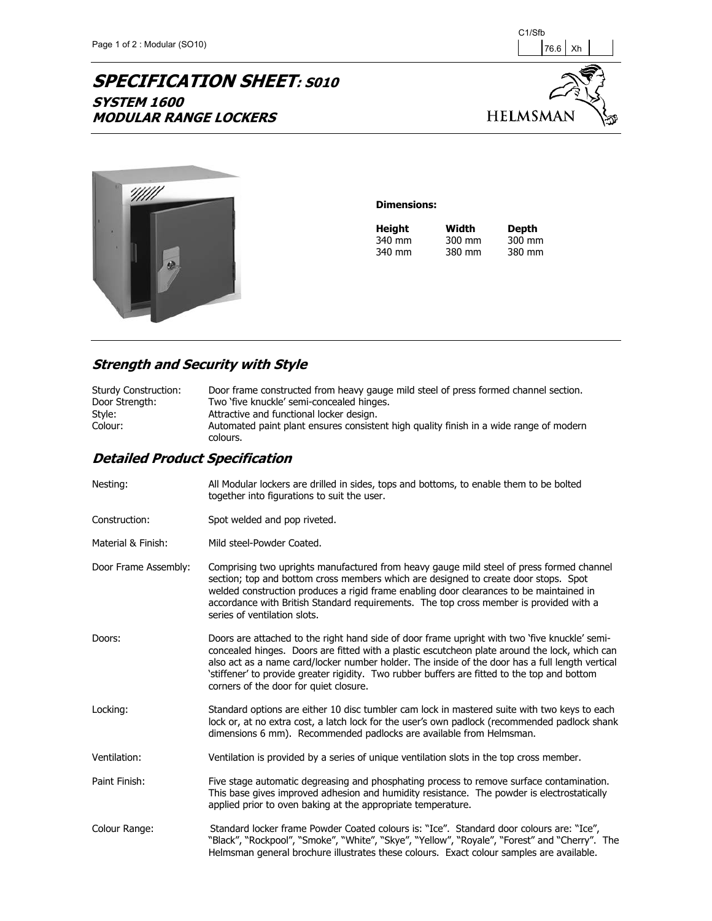C1/Sfb

| | 76.6 | Xh | |
|---|---|---|---|

# SPECIFICATION SHEET: S010
## SYSTEM 1600
## MODULAR RANGE LOCKERS

HELMSMAN

**Dimensions:**

| Height | Width | Depth |
|---|---|---|
| 340 mm | 300 mm | 300 mm |
| 340 mm | 380 mm | 380 mm |

## Strength and Security with Style

| | |
|---|---|
| Sturdy Construction: | Door frame constructed from heavy gauge mild steel of press formed channel section. |
| Door Strength: | Two 'five knuckle' semi-concealed hinges. |
| Style: | Attractive and functional locker design. |
| Colour: | Automated paint plant ensures consistent high quality finish in a wide range of modern colours. |

## Detailed Product Specification

| | |
|---|---|
| Nesting: | All Modular lockers are drilled in sides, tops and bottoms, to enable them to be bolted together into figurations to suit the user. |
| Construction: | Spot welded and pop riveted. |
| Material & Finish: | Mild steel-Powder Coated. |
| Door Frame Assembly: | Comprising two uprights manufactured from heavy gauge mild steel of press formed channel section; top and bottom cross members which are designed to create door stops. Spot welded construction produces a rigid frame enabling door clearances to be maintained in accordance with British Standard requirements. The top cross member is provided with a series of ventilation slots. |
| Doors: | Doors are attached to the right hand side of door frame upright with two 'five knuckle' semi-concealed hinges. Doors are fitted with a plastic escutcheon plate around the lock, which can also act as a name card/locker number holder. The inside of the door has a full length vertical 'stiffener' to provide greater rigidity. Two rubber buffers are fitted to the top and bottom corners of the door for quiet closure. |
| Locking: | Standard options are either 10 disc tumbler cam lock in mastered suite with two keys to each lock or, at no extra cost, a latch lock for the user's own padlock (recommended padlock shank dimensions 6 mm). Recommended padlocks are available from Helmsman. |
| Ventilation: | Ventilation is provided by a series of unique ventilation slots in the top cross member. |
| Paint Finish: | Five stage automatic degreasing and phosphating process to remove surface contamination. This base gives improved adhesion and humidity resistance. The powder is electrostatically applied prior to oven baking at the appropriate temperature. |
| Colour Range: | Standard locker frame Powder Coated colours is: "Ice". Standard door colours are: "Ice", "Black", "Rockpool", "Smoke", "White", "Skye", "Yellow", "Royale", "Forest" and "Cherry". The Helmsman general brochure illustrates these colours. Exact colour samples are available. |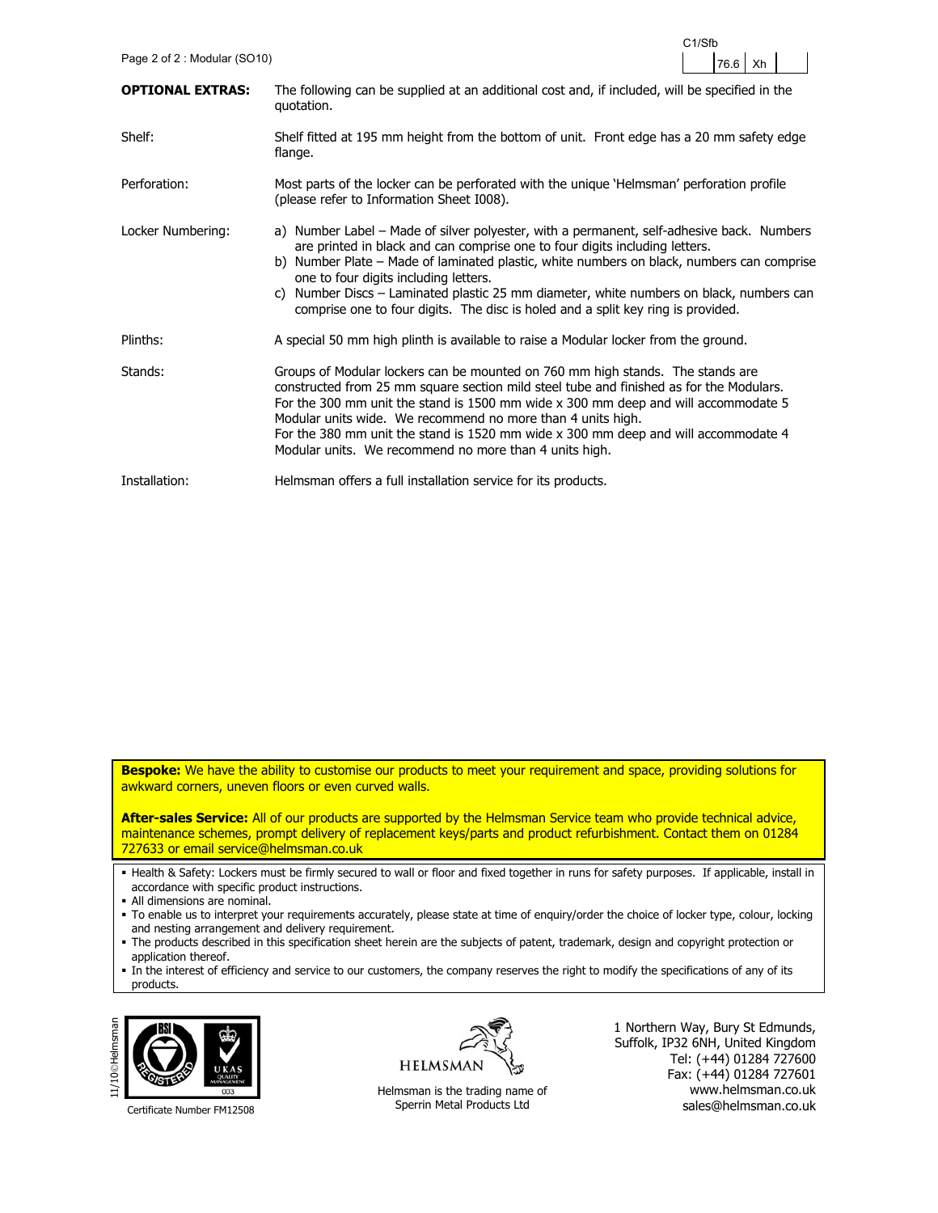C1/Sfb

| | | | |
|---|---|---|---|
| | 76.6 | Xh | |

| | |
|---|---|
| **OPTIONAL EXTRAS:** | The following can be supplied at an additional cost and, if included, will be specified in the quotation. |
| Shelf: | Shelf fitted at 195 mm height from the bottom of unit. Front edge has a 20 mm safety edge flange. |
| Perforation: | Most parts of the locker can be perforated with the unique 'Helmsman' perforation profile (please refer to Information Sheet I008). |
| Locker Numbering: | a) Number Label – Made of silver polyester, with a permanent, self-adhesive back. Numbers are printed in black and can comprise one to four digits including letters. b) Number Plate – Made of laminated plastic, white numbers on black, numbers can comprise one to four digits including letters. c) Number Discs – Laminated plastic 25 mm diameter, white numbers on black, numbers can comprise one to four digits. The disc is holed and a split key ring is provided. |
| Plinths: | A special 50 mm high plinth is available to raise a Modular locker from the ground. |
| Stands: | Groups of Modular lockers can be mounted on 760 mm high stands. The stands are constructed from 25 mm square section mild steel tube and finished as for the Modulars. For the 300 mm unit the stand is 1500 mm wide x 300 mm deep and will accommodate 5 Modular units wide. We recommend no more than 4 units high. For the 380 mm unit the stand is 1520 mm wide x 300 mm deep and will accommodate 4 Modular units. We recommend no more than 4 units high. |
| Installation: | Helmsman offers a full installation service for its products. |

**Bespoke:** We have the ability to customise our products to meet your requirement and space, providing solutions for awkward corners, uneven floors or even curved walls.

**After-sales Service:** All of our products are supported by the Helmsman Service team who provide technical advice, maintenance schemes, prompt delivery of replacement keys/parts and product refurbishment. Contact them on 01284 727633 or email service@helmsman.co.uk

- Health & Safety: Lockers must be firmly secured to wall or floor and fixed together in runs for safety purposes. If applicable, install in accordance with specific product instructions.
- All dimensions are nominal.
- To enable us to interpret your requirements accurately, please state at time of enquiry/order the choice of locker type, colour, locking and nesting arrangement and delivery requirement.
- The products described in this specification sheet herein are the subjects of patent, trademark, design and copyright protection or application thereof.
- In the interest of efficiency and service to our customers, the company reserves the right to modify the specifications of any of its products.

11/10©Helmsman

Certificate Number FM12508

Helmsman is the trading name of Sperrin Metal Products Ltd

1 Northern Way, Bury St Edmunds,
Suffolk, IP32 6NH, United Kingdom
Tel: (+44) 01284 727600
Fax: (+44) 01284 727601
www.helmsman.co.uk
sales@helmsman.co.uk